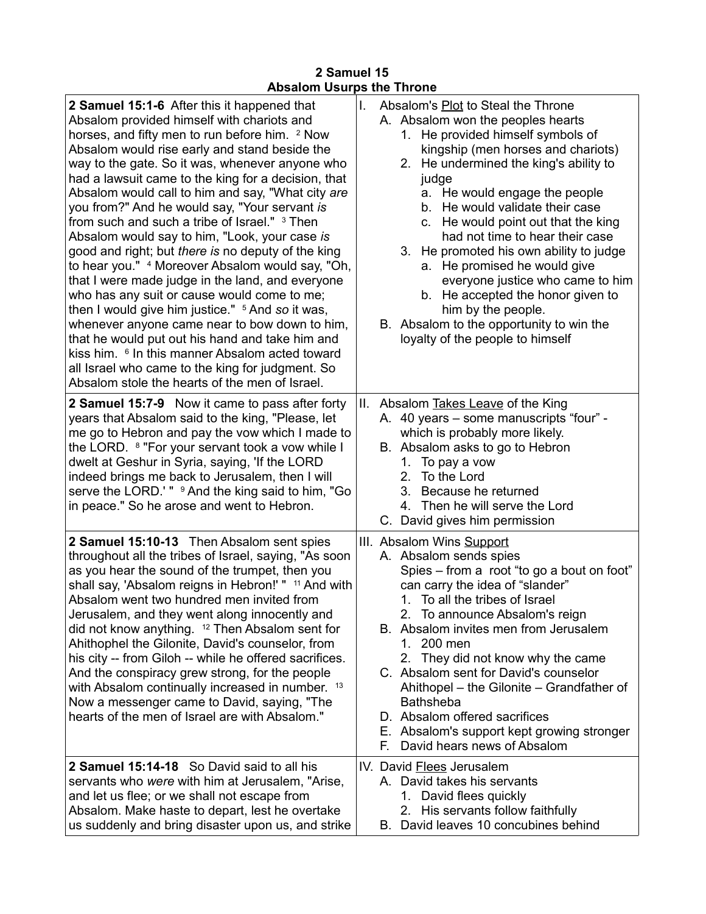# 2 Samuel 15
## Absalom Usurps the Throne

| Scripture | Outline |
| --- | --- |
| **2 Samuel 15:1-6** After this it happened that Absalom provided himself with chariots and horses, and fifty men to run before him. [2] Now Absalom would rise early and stand beside the way to the gate. So it was, whenever anyone who had a lawsuit came to the king for a decision, that Absalom would call to him and say, "What city *are* you from?" And he would say, "Your servant *is* from such and such a tribe of Israel." [3] Then Absalom would say to him, "Look, your case *is* good and right; but *there is* no deputy of the king to hear you." [4] Moreover Absalom would say, "Oh, that I were made judge in the land, and everyone who has any suit or cause would come to me; then I would give him justice." [5] And *so* it was, whenever anyone came near to bow down to him, that he would put out his hand and take him and kiss him. [6] In this manner Absalom acted toward all Israel who came to the king for judgment. So Absalom stole the hearts of the men of Israel. | I. Absalom's <u>Plot</u> to Steal the Throne<br>A. Absalom won the peoples hearts<br>1. He provided himself symbols of kingship (men horses and chariots)<br>2. He undermined the king's ability to judge<br>a. He would engage the people<br>b. He would validate their case<br>c. He would point out that the king had not time to hear their case<br>3. He promoted his own ability to judge<br>a. He promised he would give everyone justice who came to him<br>b. He accepted the honor given to him by the people.<br>B. Absalom to the opportunity to win the loyalty of the people to himself |
| **2 Samuel 15:7-9** Now it came to pass after forty years that Absalom said to the king, "Please, let me go to Hebron and pay the vow which I made to the LORD. [8] "For your servant took a vow while I dwelt at Geshur in Syria, saying, 'If the LORD indeed brings me back to Jerusalem, then I will serve the LORD.' " [9] And the king said to him, "Go in peace." So he arose and went to Hebron. | II. Absalom <u>Takes Leave</u> of the King<br>A. 40 years – some manuscripts "four" - which is probably more likely.<br>B. Absalom asks to go to Hebron<br>1. To pay a vow<br>2. To the Lord<br>3. Because he returned<br>4. Then he will serve the Lord<br>C. David gives him permission |
| **2 Samuel 15:10-13** Then Absalom sent spies throughout all the tribes of Israel, saying, "As soon as you hear the sound of the trumpet, then you shall say, 'Absalom reigns in Hebron!' " [11] And with Absalom went two hundred men invited from Jerusalem, and they went along innocently and did not know anything. [12] Then Absalom sent for Ahithophel the Gilonite, David's counselor, from his city -- from Giloh -- while he offered sacrifices. And the conspiracy grew strong, for the people with Absalom continually increased in number. [13] Now a messenger came to David, saying, "The hearts of the men of Israel are with Absalom." | III. Absalom Wins <u>Support</u><br>A. Absalom sends spies<br>Spies – from a root "to go a bout on foot" can carry the idea of "slander"<br>1. To all the tribes of Israel<br>2. To announce Absalom's reign<br>B. Absalom invites men from Jerusalem<br>1. 200 men<br>2. They did not know why the came<br>C. Absalom sent for David's counselor Ahithopel – the Gilonite – Grandfather of Bathsheba<br>D. Absalom offered sacrifices<br>E. Absalom's support kept growing stronger<br>F. David hears news of Absalom |
| **2 Samuel 15:14-18** So David said to all his servants who *were* with him at Jerusalem, "Arise, and let us flee; or we shall not escape from Absalom. Make haste to depart, lest he overtake us suddenly and bring disaster upon us, and strike | IV. David <u>Flees</u> Jerusalem<br>A. David takes his servants<br>1. David flees quickly<br>2. His servants follow faithfully<br>B. David leaves 10 concubines behind |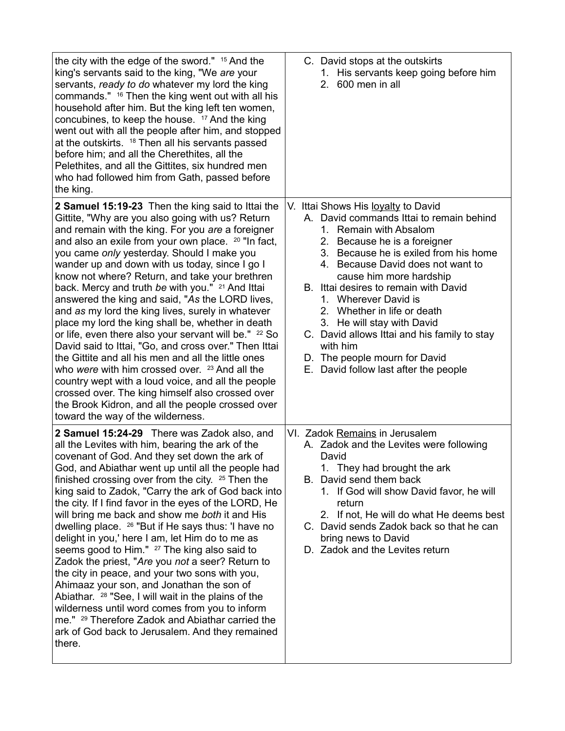| | |
|---|---|
| the city with the edge of the sword." [15] And the king's servants said to the king, "We *are* your servants, *ready to do* whatever my lord the king commands." [16] Then the king went out with all his household after him. But the king left ten women, concubines, to keep the house. [17] And the king went out with all the people after him, and stopped at the outskirts. [18] Then all his servants passed before him; and all the Cherethites, all the Pelethites, and all the Gittites, six hundred men who had followed him from Gath, passed before the king. | C. David stops at the outskirts<br>&nbsp;&nbsp;&nbsp;1. His servants keep going before him<br>&nbsp;&nbsp;&nbsp;2. 600 men in all |
| **2 Samuel 15:19-23** Then the king said to Ittai the Gittite, "Why are you also going with us? Return and remain with the king. For you *are* a foreigner and also an exile from your own place. [20] "In fact, you came *only* yesterday. Should I make you wander up and down with us today, since I go I know not where? Return, and take your brethren back. Mercy and truth *be* with you." [21] And Ittai answered the king and said, "*As* the LORD lives, and *as* my lord the king lives, surely in whatever place my lord the king shall be, whether in death or life, even there also your servant will be." [22] So David said to Ittai, "Go, and cross over." Then Ittai the Gittite and all his men and all the little ones who *were* with him crossed over. [23] And all the country wept with a loud voice, and all the people crossed over. The king himself also crossed over the Brook Kidron, and all the people crossed over toward the way of the wilderness. | V. Ittai Shows His <u>loyalty</u> to David<br>&nbsp;&nbsp;A. David commands Ittai to remain behind<br>&nbsp;&nbsp;&nbsp;&nbsp;1. Remain with Absalom<br>&nbsp;&nbsp;&nbsp;&nbsp;2. Because he is a foreigner<br>&nbsp;&nbsp;&nbsp;&nbsp;3. Because he is exiled from his home<br>&nbsp;&nbsp;&nbsp;&nbsp;4. Because David does not want to cause him more hardship<br>&nbsp;&nbsp;B. Ittai desires to remain with David<br>&nbsp;&nbsp;&nbsp;&nbsp;1. Wherever David is<br>&nbsp;&nbsp;&nbsp;&nbsp;2. Whether in life or death<br>&nbsp;&nbsp;&nbsp;&nbsp;3. He will stay with David<br>&nbsp;&nbsp;C. David allows Ittai and his family to stay with him<br>&nbsp;&nbsp;D. The people mourn for David<br>&nbsp;&nbsp;E. David follow last after the people |
| **2 Samuel 15:24-29** There was Zadok also, and all the Levites with him, bearing the ark of the covenant of God. And they set down the ark of God, and Abiathar went up until all the people had finished crossing over from the city. [25] Then the king said to Zadok, "Carry the ark of God back into the city. If I find favor in the eyes of the LORD, He will bring me back and show me *both* it and His dwelling place. [26] "But if He says thus: 'I have no delight in you,' here I am, let Him do to me as seems good to Him." [27] The king also said to Zadok the priest, "*Are* you *not* a seer? Return to the city in peace, and your two sons with you, Ahimaaz your son, and Jonathan the son of Abiathar. [28] "See, I will wait in the plains of the wilderness until word comes from you to inform me." [29] Therefore Zadok and Abiathar carried the ark of God back to Jerusalem. And they remained there. | VI. Zadok <u>Remains</u> in Jerusalem<br>&nbsp;&nbsp;A. Zadok and the Levites were following David<br>&nbsp;&nbsp;&nbsp;&nbsp;1. They had brought the ark<br>&nbsp;&nbsp;B. David send them back<br>&nbsp;&nbsp;&nbsp;&nbsp;1. If God will show David favor, he will return<br>&nbsp;&nbsp;&nbsp;&nbsp;2. If not, He will do what He deems best<br>&nbsp;&nbsp;C. David sends Zadok back so that he can bring news to David<br>&nbsp;&nbsp;D. Zadok and the Levites return |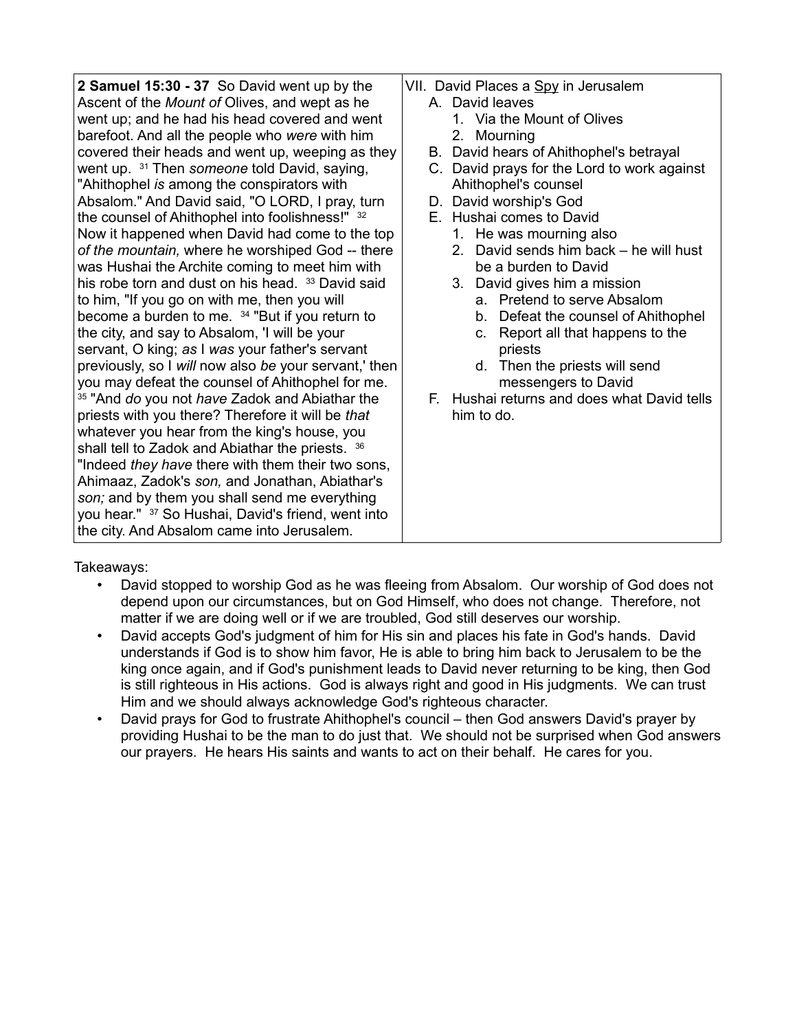| | |
|---|---|
| **2 Samuel 15:30 - 37** So David went up by the Ascent of the *Mount of* Olives, and wept as he went up; and he had his head covered and went barefoot. And all the people who *were* with him covered their heads and went up, weeping as they went up. [31] Then *someone* told David, saying, "Ahithophel *is* among the conspirators with Absalom." And David said, "O LORD, I pray, turn the counsel of Ahithophel into foolishness!" [32] Now it happened when David had come to the top *of the mountain,* where he worshiped God -- there was Hushai the Archite coming to meet him with his robe torn and dust on his head. [33] David said to him, "If you go on with me, then you will become a burden to me. [34] "But if you return to the city, and say to Absalom, 'I will be your servant, O king; *as* I *was* your father's servant previously, so I *will* now also *be* your servant,' then you may defeat the counsel of Ahithophel for me. [35] "And *do* you not *have* Zadok and Abiathar the priests with you there? Therefore it will be *that* whatever you hear from the king's house, you shall tell to Zadok and Abiathar the priests. [36] "Indeed *they have* there with them their two sons, Ahimaaz, Zadok's *son,* and Jonathan, Abiathar's *son;* and by them you shall send me everything you hear." [37] So Hushai, David's friend, went into the city. And Absalom came into Jerusalem. | VII. David Places a <u>Spy</u> in Jerusalem<br>A. David leaves<br>1. Via the Mount of Olives<br>2. Mourning<br>B. David hears of Ahithophel's betrayal<br>C. David prays for the Lord to work against Ahithophel's counsel<br>D. David worship's God<br>E. Hushai comes to David<br>1. He was mourning also<br>2. David sends him back – he will hust be a burden to David<br>3. David gives him a mission<br>a. Pretend to serve Absalom<br>b. Defeat the counsel of Ahithophel<br>c. Report all that happens to the priests<br>d. Then the priests will send messengers to David<br>F. Hushai returns and does what David tells him to do. |

Takeaways:

- David stopped to worship God as he was fleeing from Absalom. Our worship of God does not depend upon our circumstances, but on God Himself, who does not change. Therefore, not matter if we are doing well or if we are troubled, God still deserves our worship.
- David accepts God's judgment of him for His sin and places his fate in God's hands. David understands if God is to show him favor, He is able to bring him back to Jerusalem to be the king once again, and if God's punishment leads to David never returning to be king, then God is still righteous in His actions. God is always right and good in His judgments. We can trust Him and we should always acknowledge God's righteous character.
- David prays for God to frustrate Ahithophel's council – then God answers David's prayer by providing Hushai to be the man to do just that. We should not be surprised when God answers our prayers. He hears His saints and wants to act on their behalf. He cares for you.